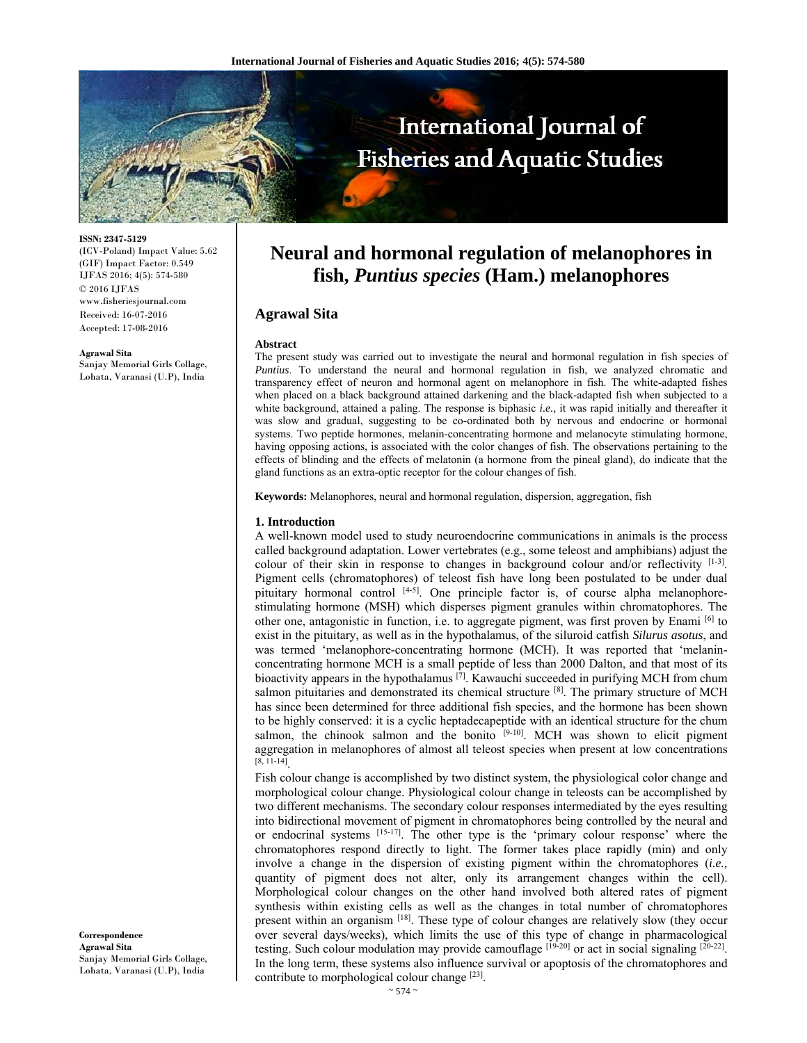**ISSN: 2347-5129**
(ICV-Poland) Impact Value: 5.62
(GIF) Impact Factor: 0.549
IJFAS 2016; 4(5): 574-580
© 2016 IJFAS
www.fisheriesjournal.com
Received: 16-07-2016
Accepted: 17-08-2016

**Agrawal Sita**
Sanjay Memorial Girls Collage, Lohata, Varanasi (U.P), India

# Neural and hormonal regulation of melanophores in fish, *Puntius species* (Ham.) melanophores

## Agrawal Sita

### Abstract

The present study was carried out to investigate the neural and hormonal regulation in fish species of *Puntius*. To understand the neural and hormonal regulation in fish, we analyzed chromatic and transparency effect of neuron and hormonal agent on melanophore in fish. The white-adapted fishes when placed on a black background attained darkening and the black-adapted fish when subjected to a white background, attained a paling. The response is biphasic *i.e.,* it was rapid initially and thereafter it was slow and gradual, suggesting to be co-ordinated both by nervous and endocrine or hormonal systems. Two peptide hormones, melanin-concentrating hormone and melanocyte stimulating hormone, having opposing actions, is associated with the color changes of fish. The observations pertaining to the effects of blinding and the effects of melatonin (a hormone from the pineal gland), do indicate that the gland functions as an extra-optic receptor for the colour changes of fish.

**Keywords:** Melanophores, neural and hormonal regulation, dispersion, aggregation, fish

### 1. Introduction

A well-known model used to study neuroendocrine communications in animals is the process called background adaptation. Lower vertebrates (e.g., some teleost and amphibians) adjust the colour of their skin in response to changes in background colour and/or reflectivity [1-3]. Pigment cells (chromatophores) of teleost fish have long been postulated to be under dual pituitary hormonal control [4-5]. One principle factor is, of course alpha melanophore-stimulating hormone (MSH) which disperses pigment granules within chromatophores. The other one, antagonistic in function, i.e. to aggregate pigment, was first proven by Enami [6] to exist in the pituitary, as well as in the hypothalamus, of the siluroid catfish *Silurus asotus*, and was termed 'melanophore-concentrating hormone (MCH). It was reported that 'melanin-concentrating hormone MCH is a small peptide of less than 2000 Dalton, and that most of its bioactivity appears in the hypothalamus [7]. Kawauchi succeeded in purifying MCH from chum salmon pituitaries and demonstrated its chemical structure [8]. The primary structure of MCH has since been determined for three additional fish species, and the hormone has been shown to be highly conserved: it is a cyclic heptadecapeptide with an identical structure for the chum salmon, the chinook salmon and the bonito [9-10]. MCH was shown to elicit pigment aggregation in melanophores of almost all teleost species when present at low concentrations [8, 11-14].

Fish colour change is accomplished by two distinct system, the physiological color change and morphological colour change. Physiological colour change in teleosts can be accomplished by two different mechanisms. The secondary colour responses intermediated by the eyes resulting into bidirectional movement of pigment in chromatophores being controlled by the neural and or endocrinal systems [15-17]. The other type is the 'primary colour response' where the chromatophores respond directly to light. The former takes place rapidly (min) and only involve a change in the dispersion of existing pigment within the chromatophores (*i.e.,* quantity of pigment does not alter, only its arrangement changes within the cell). Morphological colour changes on the other hand involved both altered rates of pigment synthesis within existing cells as well as the changes in total number of chromatophores present within an organism [18]. These type of colour changes are relatively slow (they occur over several days/weeks), which limits the use of this type of change in pharmacological testing. Such colour modulation may provide camouflage [19-20] or act in social signaling [20-22]. In the long term, these systems also influence survival or apoptosis of the chromatophores and contribute to morphological colour change [23].

**Correspondence**
**Agrawal Sita**
Sanjay Memorial Girls Collage, Lohata, Varanasi (U.P), India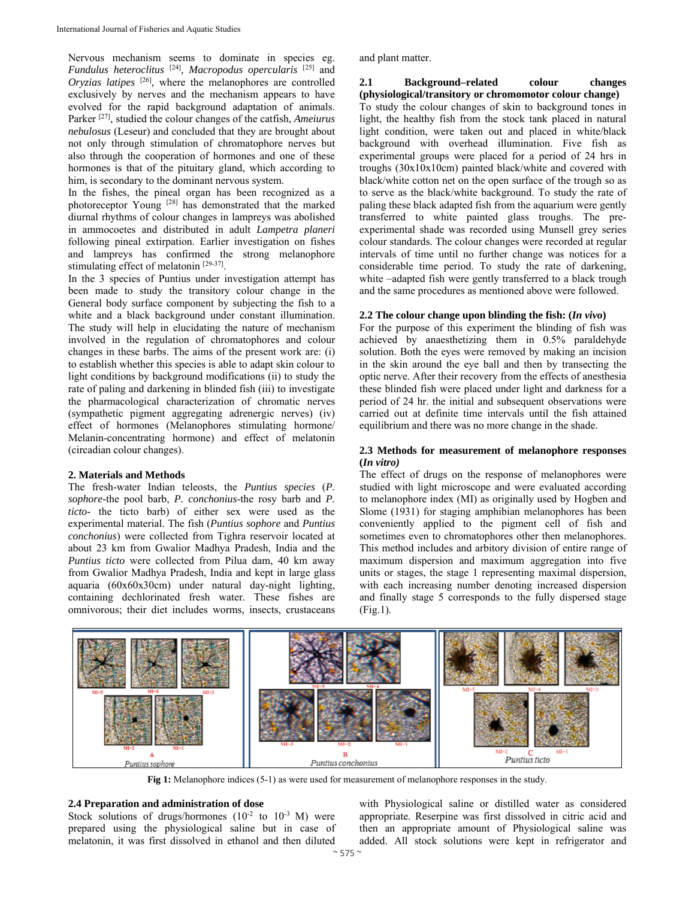Nervous mechanism seems to dominate in species eg. *Fundulus heteroclitus* [24], *Macropodus opercularis* [25] and *Oryzias latipes* [26], where the melanophores are controlled exclusively by nerves and the mechanism appears to have evolved for the rapid background adaptation of animals. Parker [27], studied the colour changes of the catfish, *Ameiurus nebulosus* (Leseur) and concluded that they are brought about not only through stimulation of chromatophore nerves but also through the cooperation of hormones and one of these hormones is that of the pituitary gland, which according to him, is secondary to the dominant nervous system.

In the fishes, the pineal organ has been recognized as a photoreceptor Young [28] has demonstrated that the marked diurnal rhythms of colour changes in lampreys was abolished in ammocoetes and distributed in adult *Lampetra planeri* following pineal extirpation. Earlier investigation on fishes and lampreys has confirmed the strong melanophore stimulating effect of melatonin [29-37].

In the 3 species of Puntius under investigation attempt has been made to study the transitory colour change in the General body surface component by subjecting the fish to a white and a black background under constant illumination. The study will help in elucidating the nature of mechanism involved in the regulation of chromatophores and colour changes in these barbs. The aims of the present work are: (i) to establish whether this species is able to adapt skin colour to light conditions by background modifications (ii) to study the rate of paling and darkening in blinded fish (iii) to investigate the pharmacological characterization of chromatic nerves (sympathetic pigment aggregating adrenergic nerves) (iv) effect of hormones (Melanophores stimulating hormone/ Melanin-concentrating hormone) and effect of melatonin (circadian colour changes).

## 2. Materials and Methods

The fresh-water Indian teleosts, the *Puntius species* (*P. sophore*-the pool barb, *P. conchonius*-the rosy barb and *P. ticto*- the ticto barb) of either sex were used as the experimental material. The fish (*Puntius sophore* and *Puntius conchonius*) were collected from Tighra reservoir located at about 23 km from Gwalior Madhya Pradesh, India and the *Puntius ticto* were collected from Pilua dam, 40 km away from Gwalior Madhya Pradesh, India and kept in large glass aquaria (60x60x30cm) under natural day-night lighting, containing dechlorinated fresh water. These fishes are omnivorous; their diet includes worms, insects, crustaceans and plant matter.

### 2.1 Background–related colour changes (physiological/transitory or chromomotor colour change)

To study the colour changes of skin to background tones in light, the healthy fish from the stock tank placed in natural light condition, were taken out and placed in white/black background with overhead illumination. Five fish as experimental groups were placed for a period of 24 hrs in troughs (30x10x10cm) painted black/white and covered with black/white cotton net on the open surface of the trough so as to serve as the black/white background. To study the rate of paling these black adapted fish from the aquarium were gently transferred to white painted glass troughs. The pre-experimental shade was recorded using Munsell grey series colour standards. The colour changes were recorded at regular intervals of time until no further change was notices for a considerable time period. To study the rate of darkening, white –adapted fish were gently transferred to a black trough and the same procedures as mentioned above were followed.

### 2.2 The colour change upon blinding the fish: (*In vivo*)

For the purpose of this experiment the blinding of fish was achieved by anaesthetizing them in 0.5% paraldehyde solution. Both the eyes were removed by making an incision in the skin around the eye ball and then by transecting the optic nerve. After their recovery from the effects of anesthesia these blinded fish were placed under light and darkness for a period of 24 hr. the initial and subsequent observations were carried out at definite time intervals until the fish attained equilibrium and there was no more change in the shade.

### 2.3 Methods for measurement of melanophore responses (*In vitro)*

The effect of drugs on the response of melanophores were studied with light microscope and were evaluated according to melanophore index (MI) as originally used by Hogben and Slome (1931) for staging amphibian melanophores has been conveniently applied to the pigment cell of fish and sometimes even to chromatophores other then melanophores. This method includes and arbitory division of entire range of maximum dispersion and maximum aggregation into five units or stages, the stage 1 representing maximal dispersion, with each increasing number denoting increased dispersion and finally stage 5 corresponds to the fully dispersed stage (Fig.1).

**Fig 1:** Melanophore indices (5-1) as were used for measurement of melanophore responses in the study.

### 2.4 Preparation and administration of dose

Stock solutions of drugs/hormones ($10^{-2}$ to $10^{-3}$ M) were prepared using the physiological saline but in case of melatonin, it was first dissolved in ethanol and then diluted with Physiological saline or distilled water as considered appropriate. Reserpine was first dissolved in citric acid and then an appropriate amount of Physiological saline was added. All stock solutions were kept in refrigerator and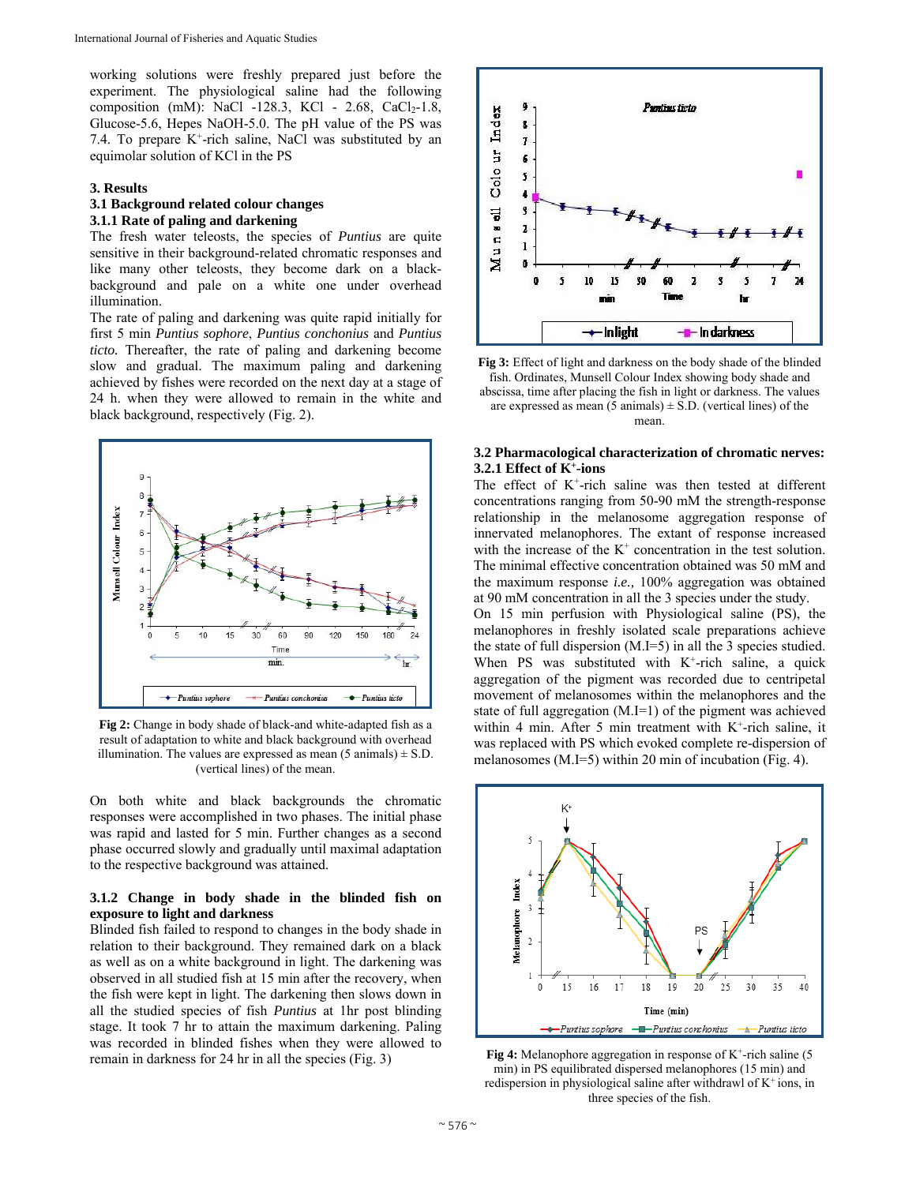working solutions were freshly prepared just before the experiment. The physiological saline had the following composition (mM): NaCl -128.3, KCl - 2.68, $CaCl_2$-1.8, Glucose-5.6, Hepes NaOH-5.0. The pH value of the PS was 7.4. To prepare $K^+$-rich saline, NaCl was substituted by an equimolar solution of KCl in the PS

## 3. Results

### 3.1 Background related colour changes

#### 3.1.1 Rate of paling and darkening

The fresh water teleosts, the species of *Puntius* are quite sensitive in their background-related chromatic responses and like many other teleosts, they become dark on a black-background and pale on a white one under overhead illumination.

The rate of paling and darkening was quite rapid initially for first 5 min *Puntius sophore*, *Puntius conchonius* and *Puntius ticto.* Thereafter, the rate of paling and darkening become slow and gradual. The maximum paling and darkening achieved by fishes were recorded on the next day at a stage of 24 h. when they were allowed to remain in the white and black background, respectively (Fig. 2).

**Fig 2:** Change in body shade of black-and white-adapted fish as a result of adaptation to white and black background with overhead illumination. The values are expressed as mean (5 animals) ± S.D. (vertical lines) of the mean.

On both white and black backgrounds the chromatic responses were accomplished in two phases. The initial phase was rapid and lasted for 5 min. Further changes as a second phase occurred slowly and gradually until maximal adaptation to the respective background was attained.

#### 3.1.2 Change in body shade in the blinded fish on exposure to light and darkness

Blinded fish failed to respond to changes in the body shade in relation to their background. They remained dark on a black as well as on a white background in light. The darkening was observed in all studied fish at 15 min after the recovery, when the fish were kept in light. The darkening then slows down in all the studied species of fish *Puntius* at 1hr post blinding stage. It took 7 hr to attain the maximum darkening. Paling was recorded in blinded fishes when they were allowed to remain in darkness for 24 hr in all the species (Fig. 3)

**Fig 3:** Effect of light and darkness on the body shade of the blinded fish. Ordinates, Munsell Colour Index showing body shade and abscissa, time after placing the fish in light or darkness. The values are expressed as mean (5 animals) ± S.D. (vertical lines) of the mean.

### 3.2 Pharmacological characterization of chromatic nerves:

#### 3.2.1 Effect of $K^+$-ions

The effect of $K^+$-rich saline was then tested at different concentrations ranging from 50-90 mM the strength-response relationship in the melanosome aggregation response of innervated melanophores. The extant of response increased with the increase of the $K^+$ concentration in the test solution. The minimal effective concentration obtained was 50 mM and the maximum response *i.e.,* 100% aggregation was obtained at 90 mM concentration in all the 3 species under the study.

On 15 min perfusion with Physiological saline (PS), the melanophores in freshly isolated scale preparations achieve the state of full dispersion (M.I=5) in all the 3 species studied. When PS was substituted with $K^+$-rich saline, a quick aggregation of the pigment was recorded due to centripetal movement of melanosomes within the melanophores and the state of full aggregation (M.I=1) of the pigment was achieved within 4 min. After 5 min treatment with $K^+$-rich saline, it was replaced with PS which evoked complete re-dispersion of melanosomes (M.I=5) within 20 min of incubation (Fig. 4).

**Fig 4:** Melanophore aggregation in response of $K^+$-rich saline (5 min) in PS equilibrated dispersed melanophores (15 min) and redispersion in physiological saline after withdrawl of $K^+$ ions, in three species of the fish.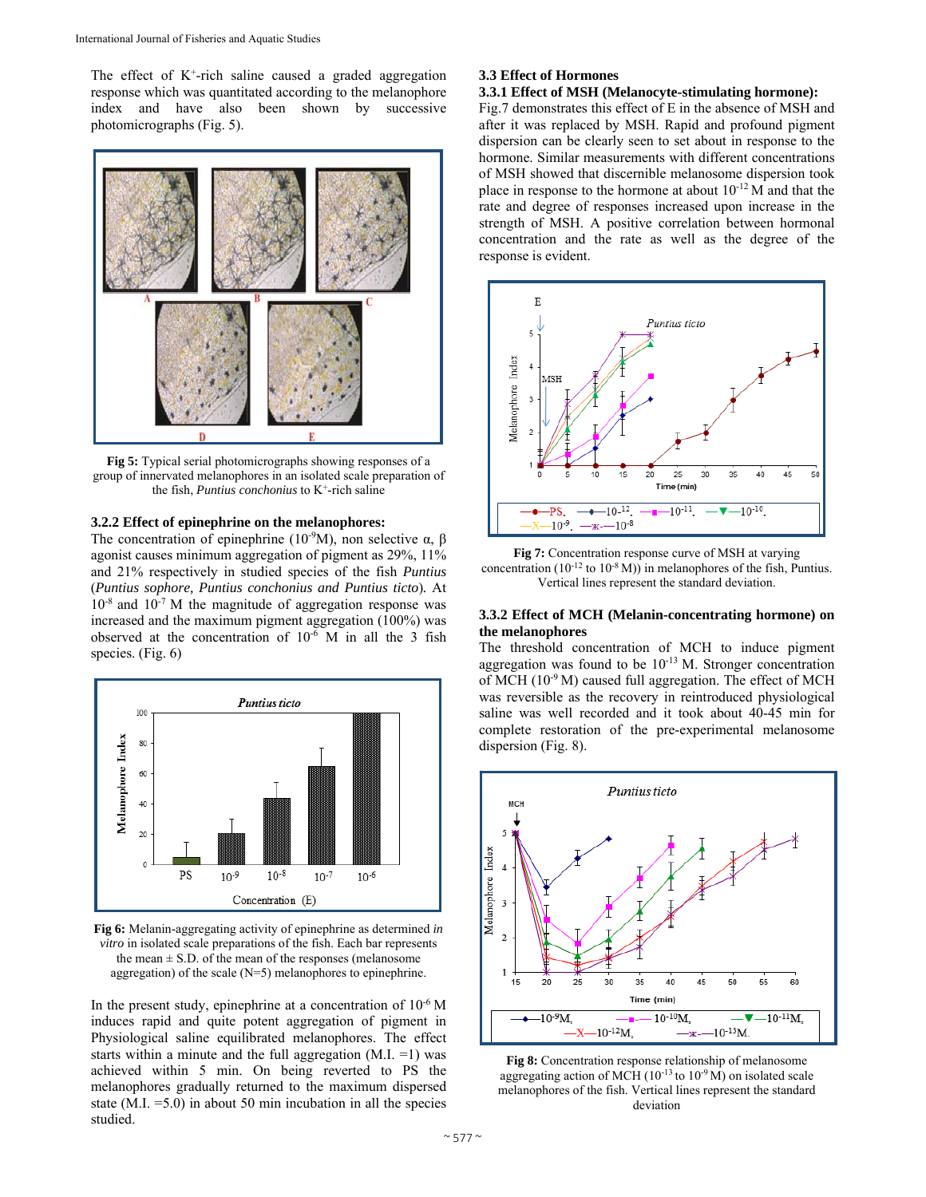The effect of $K^+$-rich saline caused a graded aggregation response which was quantitated according to the melanophore index and have also been shown by successive photomicrographs (Fig. 5).

**Fig 5:** Typical serial photomicrographs showing responses of a group of innervated melanophores in an isolated scale preparation of the fish, *Puntius conchonius* to $K^+$-rich saline

### 3.2.2 Effect of epinephrine on the melanophores:

The concentration of epinephrine ($10^{-9}$M), non selective α, β agonist causes minimum aggregation of pigment as 29%, 11% and 21% respectively in studied species of the fish *Puntius* (*Puntius sophore, Puntius conchonius and Puntius ticto*). At $10^{-8}$ and $10^{-7}$ M the magnitude of aggregation response was increased and the maximum pigment aggregation (100%) was observed at the concentration of $10^{-6}$ M in all the 3 fish species. (Fig. 6)

**Fig 6:** Melanin-aggregating activity of epinephrine as determined *in vitro* in isolated scale preparations of the fish. Each bar represents the mean ± S.D. of the mean of the responses (melanosome aggregation) of the scale (N=5) melanophores to epinephrine.

In the present study, epinephrine at a concentration of $10^{-6}$ M induces rapid and quite potent aggregation of pigment in Physiological saline equilibrated melanophores. The effect starts within a minute and the full aggregation (M.I. =1) was achieved within 5 min. On being reverted to PS the melanophores gradually returned to the maximum dispersed state (M.I. =5.0) in about 50 min incubation in all the species studied.

### 3.3 Effect of Hormones

### 3.3.1 Effect of MSH (Melanocyte-stimulating hormone):

Fig.7 demonstrates this effect of E in the absence of MSH and after it was replaced by MSH. Rapid and profound pigment dispersion can be clearly seen to set about in response to the hormone. Similar measurements with different concentrations of MSH showed that discernible melanosome dispersion took place in response to the hormone at about $10^{-12}$ M and that the rate and degree of responses increased upon increase in the strength of MSH. A positive correlation between hormonal concentration and the rate as well as the degree of the response is evident.

**Fig 7:** Concentration response curve of MSH at varying concentration ($10^{-12}$ to $10^{-8}$ M)) in melanophores of the fish, Puntius. Vertical lines represent the standard deviation.

### 3.3.2 Effect of MCH (Melanin-concentrating hormone) on the melanophores

The threshold concentration of MCH to induce pigment aggregation was found to be $10^{-13}$ M. Stronger concentration of MCH ($10^{-9}$ M) caused full aggregation. The effect of MCH was reversible as the recovery in reintroduced physiological saline was well recorded and it took about 40-45 min for complete restoration of the pre-experimental melanosome dispersion (Fig. 8).

**Fig 8:** Concentration response relationship of melanosome aggregating action of MCH ($10^{-13}$ to $10^{-9}$ M) on isolated scale melanophores of the fish. Vertical lines represent the standard deviation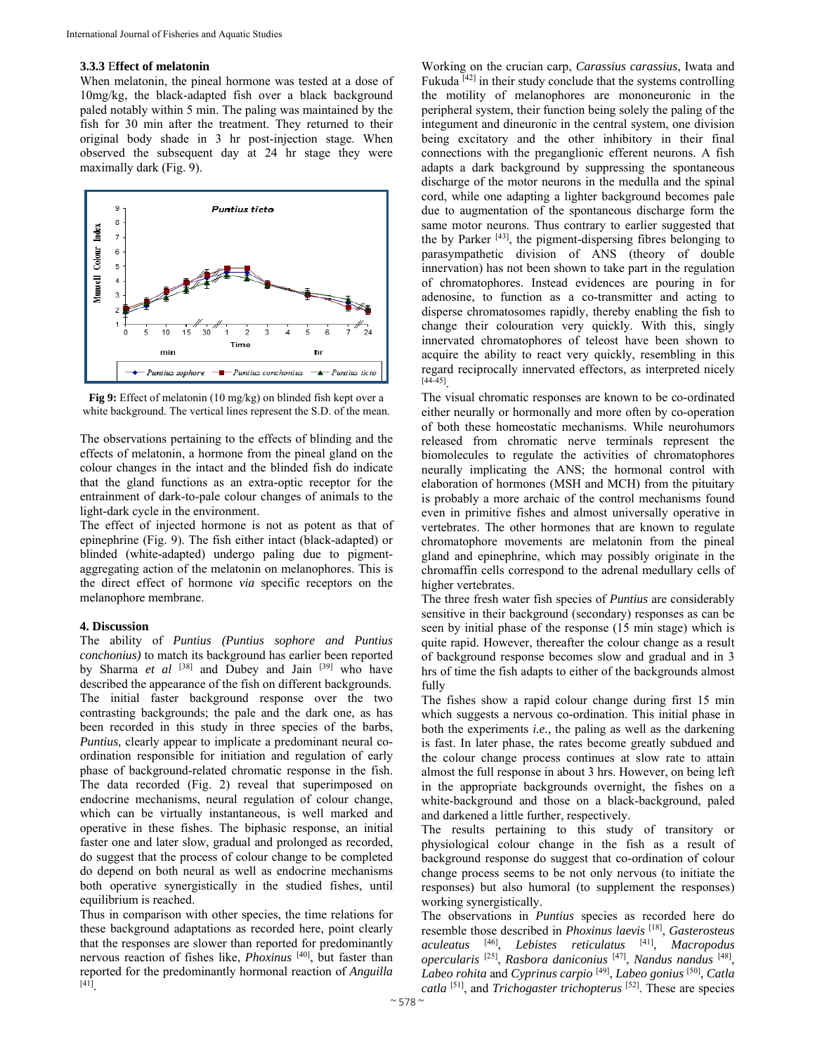#### 3.3.3 Effect of melatonin

When melatonin, the pineal hormone was tested at a dose of 10mg/kg, the black-adapted fish over a black background paled notably within 5 min. The paling was maintained by the fish for 30 min after the treatment. They returned to their original body shade in 3 hr post-injection stage. When observed the subsequent day at 24 hr stage they were maximally dark (Fig. 9).

**Fig 9:** Effect of melatonin (10 mg/kg) on blinded fish kept over a white background. The vertical lines represent the S.D. of the mean.

The observations pertaining to the effects of blinding and the effects of melatonin, a hormone from the pineal gland on the colour changes in the intact and the blinded fish do indicate that the gland functions as an extra-optic receptor for the entrainment of dark-to-pale colour changes of animals to the light-dark cycle in the environment.

The effect of injected hormone is not as potent as that of epinephrine (Fig. 9). The fish either intact (black-adapted) or blinded (white-adapted) undergo paling due to pigment-aggregating action of the melatonin on melanophores. This is the direct effect of hormone *via* specific receptors on the melanophore membrane.

## 4. Discussion

The ability of *Puntius (Puntius sophore and Puntius conchonius)* to match its background has earlier been reported by Sharma *et al* [38] and Dubey and Jain [39] who have described the appearance of the fish on different backgrounds. The initial faster background response over the two contrasting backgrounds; the pale and the dark one, as has been recorded in this study in three species of the barbs, *Puntius,* clearly appear to implicate a predominant neural co-ordination responsible for initiation and regulation of early phase of background-related chromatic response in the fish. The data recorded (Fig. 2) reveal that superimposed on endocrine mechanisms, neural regulation of colour change, which can be virtually instantaneous, is well marked and operative in these fishes. The biphasic response, an initial faster one and later slow, gradual and prolonged as recorded, do suggest that the process of colour change to be completed do depend on both neural as well as endocrine mechanisms both operative synergistically in the studied fishes, until equilibrium is reached.

Thus in comparison with other species, the time relations for these background adaptations as recorded here, point clearly that the responses are slower than reported for predominantly nervous reaction of fishes like, *Phoxinus* [40], but faster than reported for the predominantly hormonal reaction of *Anguilla* [41].

Working on the crucian carp, *Carassius carassius*, Iwata and Fukuda [42] in their study conclude that the systems controlling the motility of melanophores are mononeuronic in the peripheral system, their function being solely the paling of the integument and dineuronic in the central system, one division being excitatory and the other inhibitory in their final connections with the preganglionic efferent neurons. A fish adapts a dark background by suppressing the spontaneous discharge of the motor neurons in the medulla and the spinal cord, while one adapting a lighter background becomes pale due to augmentation of the spontaneous discharge form the same motor neurons. Thus contrary to earlier suggested that the by Parker [43], the pigment-dispersing fibres belonging to parasympathetic division of ANS (theory of double innervation) has not been shown to take part in the regulation of chromatophores. Instead evidences are pouring in for adenosine, to function as a co-transmitter and acting to disperse chromatosomes rapidly, thereby enabling the fish to change their colouration very quickly. With this, singly innervated chromatophores of teleost have been shown to acquire the ability to react very quickly, resembling in this regard reciprocally innervated effectors, as interpreted nicely [44-45].

The visual chromatic responses are known to be co-ordinated either neurally or hormonally and more often by co-operation of both these homeostatic mechanisms. While neurohumors released from chromatic nerve terminals represent the biomolecules to regulate the activities of chromatophores neurally implicating the ANS; the hormonal control with elaboration of hormones (MSH and MCH) from the pituitary is probably a more archaic of the control mechanisms found even in primitive fishes and almost universally operative in vertebrates. The other hormones that are known to regulate chromatophore movements are melatonin from the pineal gland and epinephrine, which may possibly originate in the chromaffin cells correspond to the adrenal medullary cells of higher vertebrates.

The three fresh water fish species of *Puntius* are considerably sensitive in their background (secondary) responses as can be seen by initial phase of the response (15 min stage) which is quite rapid. However, thereafter the colour change as a result of background response becomes slow and gradual and in 3 hrs of time the fish adapts to either of the backgrounds almost fully

The fishes show a rapid colour change during first 15 min which suggests a nervous co-ordination. This initial phase in both the experiments *i.e.,* the paling as well as the darkening is fast. In later phase, the rates become greatly subdued and the colour change process continues at slow rate to attain almost the full response in about 3 hrs. However, on being left in the appropriate backgrounds overnight, the fishes on a white-background and those on a black-background, paled and darkened a little further, respectively.

The results pertaining to this study of transitory or physiological colour change in the fish as a result of background response do suggest that co-ordination of colour change process seems to be not only nervous (to initiate the responses) but also humoral (to supplement the responses) working synergistically.

The observations in *Puntius* species as recorded here do resemble those described in *Phoxinus laevis* [18], *Gasterosteus aculeatus* [46], *Lebistes reticulatus* [41], *Macropodus opercularis* [25], *Rasbora daniconius* [47], *Nandus nandus* [48], *Labeo rohita* and *Cyprinus carpio* [49], *Labeo gonius* [50], *Catla catla* [51], and *Trichogaster trichopterus* [52]. These are species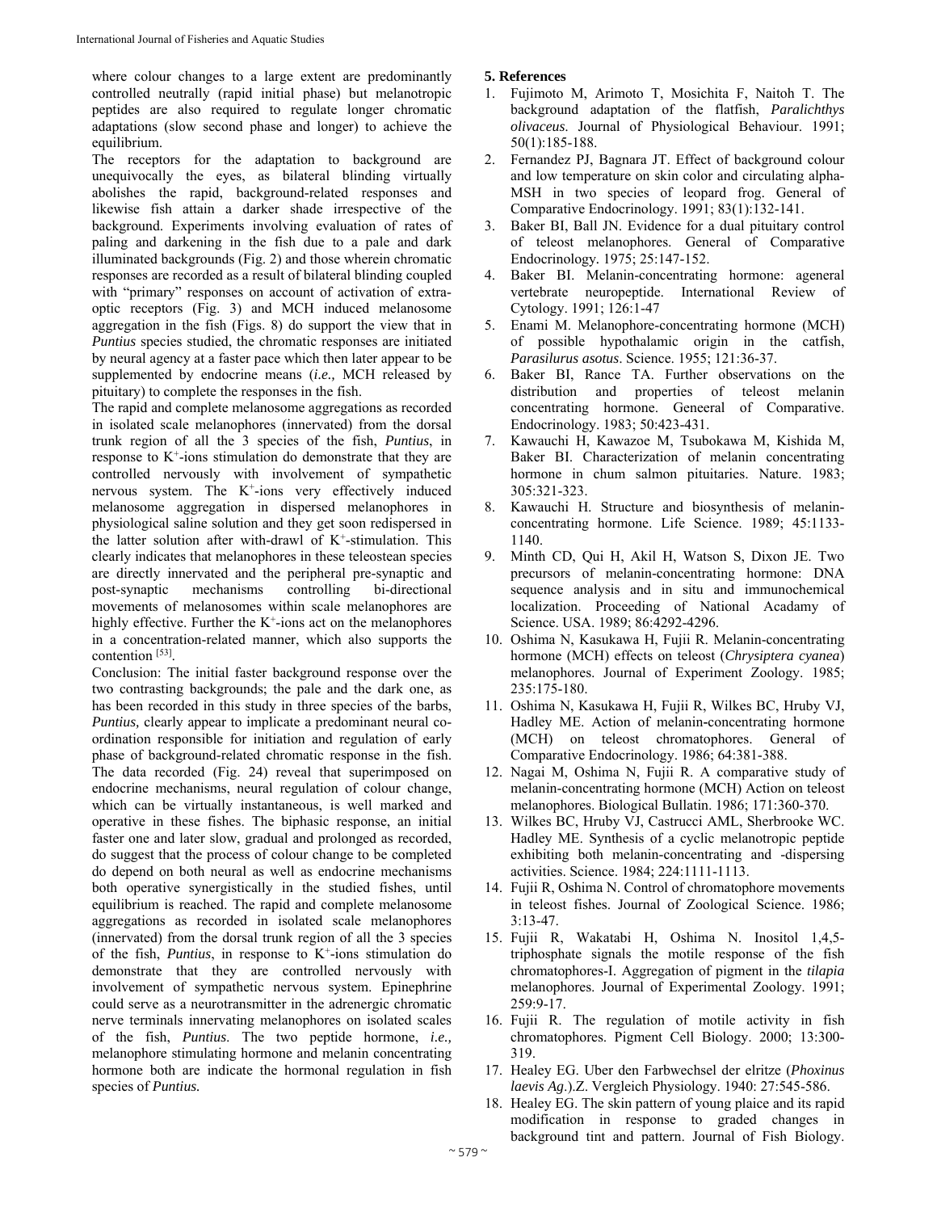where colour changes to a large extent are predominantly controlled neutrally (rapid initial phase) but melanotropic peptides are also required to regulate longer chromatic adaptations (slow second phase and longer) to achieve the equilibrium.

The receptors for the adaptation to background are unequivocally the eyes, as bilateral blinding virtually abolishes the rapid, background-related responses and likewise fish attain a darker shade irrespective of the background. Experiments involving evaluation of rates of paling and darkening in the fish due to a pale and dark illuminated backgrounds (Fig. 2) and those wherein chromatic responses are recorded as a result of bilateral blinding coupled with "primary" responses on account of activation of extra-optic receptors (Fig. 3) and MCH induced melanosome aggregation in the fish (Figs. 8) do support the view that in *Puntius* species studied, the chromatic responses are initiated by neural agency at a faster pace which then later appear to be supplemented by endocrine means (*i.e.,* MCH released by pituitary) to complete the responses in the fish.

The rapid and complete melanosome aggregations as recorded in isolated scale melanophores (innervated) from the dorsal trunk region of all the 3 species of the fish, *Puntius*, in response to $K^+$-ions stimulation do demonstrate that they are controlled nervously with involvement of sympathetic nervous system. The $K^+$-ions very effectively induced melanosome aggregation in dispersed melanophores in physiological saline solution and they get soon redispersed in the latter solution after with-drawl of $K^+$-stimulation. This clearly indicates that melanophores in these teleostean species are directly innervated and the peripheral pre-synaptic and post-synaptic mechanisms controlling bi-directional movements of melanosomes within scale melanophores are highly effective. Further the $K^+$-ions act on the melanophores in a concentration-related manner, which also supports the contention [53].

Conclusion: The initial faster background response over the two contrasting backgrounds; the pale and the dark one, as has been recorded in this study in three species of the barbs, *Puntius,* clearly appear to implicate a predominant neural co-ordination responsible for initiation and regulation of early phase of background-related chromatic response in the fish. The data recorded (Fig. 24) reveal that superimposed on endocrine mechanisms, neural regulation of colour change, which can be virtually instantaneous, is well marked and operative in these fishes. The biphasic response, an initial faster one and later slow, gradual and prolonged as recorded, do suggest that the process of colour change to be completed do depend on both neural as well as endocrine mechanisms both operative synergistically in the studied fishes, until equilibrium is reached. The rapid and complete melanosome aggregations as recorded in isolated scale melanophores (innervated) from the dorsal trunk region of all the 3 species of the fish, *Puntius*, in response to $K^+$-ions stimulation do demonstrate that they are controlled nervously with involvement of sympathetic nervous system. Epinephrine could serve as a neurotransmitter in the adrenergic chromatic nerve terminals innervating melanophores on isolated scales of the fish, *Puntius*. The two peptide hormone, *i.e.,* melanophore stimulating hormone and melanin concentrating hormone both are indicate the hormonal regulation in fish species of *Puntius.*

## 5. References

1. Fujimoto M, Arimoto T, Mosichita F, Naitoh T. The background adaptation of the flatfish, *Paralichthys olivaceus*. Journal of Physiological Behaviour. 1991; 50(1):185-188.
2. Fernandez PJ, Bagnara JT. Effect of background colour and low temperature on skin color and circulating alpha-MSH in two species of leopard frog. General of Comparative Endocrinology. 1991; 83(1):132-141.
3. Baker BI, Ball JN. Evidence for a dual pituitary control of teleost melanophores. General of Comparative Endocrinology. 1975; 25:147-152.
4. Baker BI. Melanin-concentrating hormone: ageneral vertebrate neuropeptide. International Review of Cytology. 1991; 126:1-47
5. Enami M. Melanophore-concentrating hormone (MCH) of possible hypothalamic origin in the catfish, *Parasilurus asotus*. Science. 1955; 121:36-37.
6. Baker BI, Rance TA. Further observations on the distribution and properties of teleost melanin concentrating hormone. Geneeral of Comparative. Endocrinology. 1983; 50:423-431.
7. Kawauchi H, Kawazoe M, Tsubokawa M, Kishida M, Baker BI. Characterization of melanin concentrating hormone in chum salmon pituitaries. Nature. 1983; 305:321-323.
8. Kawauchi H. Structure and biosynthesis of melanin-concentrating hormone. Life Science. 1989; 45:1133-1140.
9. Minth CD, Qui H, Akil H, Watson S, Dixon JE. Two precursors of melanin-concentrating hormone: DNA sequence analysis and in situ and immunochemical localization. Proceeding of National Acadamy of Science. USA. 1989; 86:4292-4296.
10. Oshima N, Kasukawa H, Fujii R. Melanin-concentrating hormone (MCH) effects on teleost (*Chrysiptera cyanea*) melanophores. Journal of Experiment Zoology. 1985; 235:175-180.
11. Oshima N, Kasukawa H, Fujii R, Wilkes BC, Hruby VJ, Hadley ME. Action of melanin-concentrating hormone (MCH) on teleost chromatophores. General of Comparative Endocrinology. 1986; 64:381-388.
12. Nagai M, Oshima N, Fujii R. A comparative study of melanin-concentrating hormone (MCH) Action on teleost melanophores. Biological Bullatin. 1986; 171:360-370.
13. Wilkes BC, Hruby VJ, Castrucci AML, Sherbrooke WC. Hadley ME. Synthesis of a cyclic melanotropic peptide exhibiting both melanin-concentrating and -dispersing activities. Science. 1984; 224:1111-1113.
14. Fujii R, Oshima N. Control of chromatophore movements in teleost fishes. Journal of Zoological Science. 1986; 3:13-47.
15. Fujii R, Wakatabi H, Oshima N. Inositol 1,4,5-triphosphate signals the motile response of the fish chromatophores-I. Aggregation of pigment in the *tilapia* melanophores. Journal of Experimental Zoology. 1991; 259:9-17.
16. Fujii R. The regulation of motile activity in fish chromatophores. Pigment Cell Biology. 2000; 13:300-319.
17. Healey EG. Uber den Farbwechsel der elritze (*Phoxinus laevis Ag*.).Z. Vergleich Physiology. 1940: 27:545-586.
18. Healey EG. The skin pattern of young plaice and its rapid modification in response to graded changes in background tint and pattern. Journal of Fish Biology.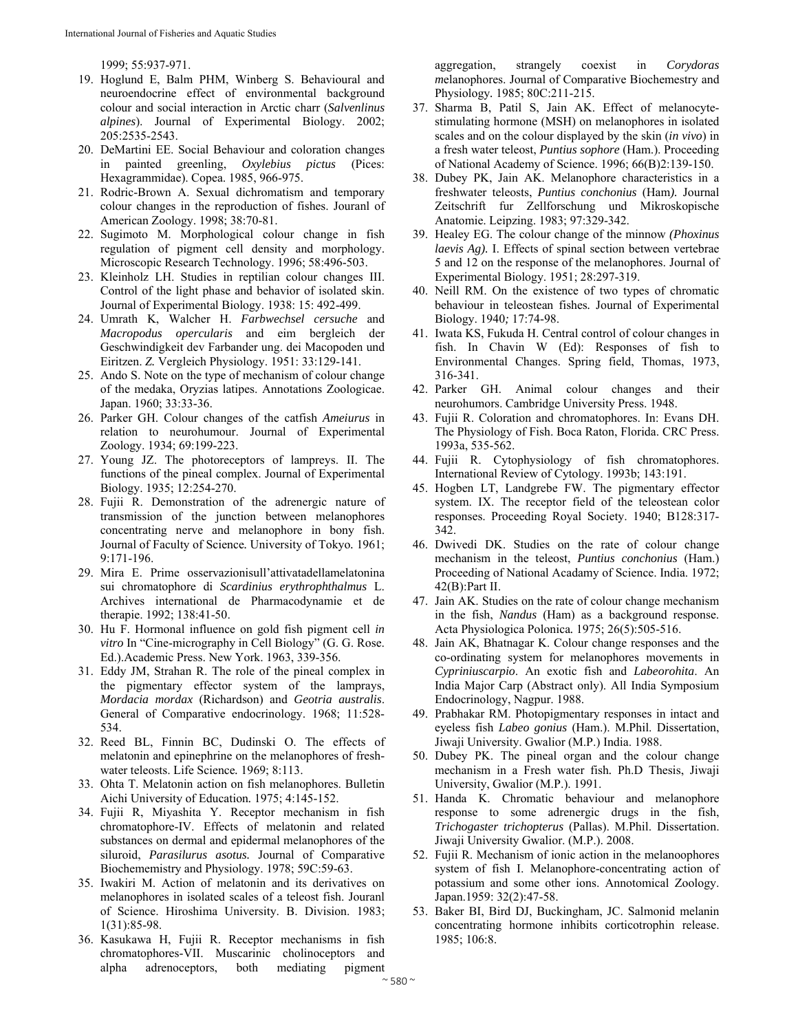1999; 55:937-971.

19. Hoglund E, Balm PHM, Winberg S. Behavioural and neuroendocrine effect of environmental background colour and social interaction in Arctic charr (*Salvenlinus alpines*). Journal of Experimental Biology. 2002; 205:2535-2543.
20. DeMartini EE. Social Behaviour and coloration changes in painted greenling, *Oxylebius pictus* (Pices: Hexagrammidae). Copea. 1985, 966-975.
21. Rodric-Brown A. Sexual dichromatism and temporary colour changes in the reproduction of fishes. Jouranl of American Zoology. 1998; 38:70-81.
22. Sugimoto M. Morphological colour change in fish regulation of pigment cell density and morphology. Microscopic Research Technology. 1996; 58:496-503.
23. Kleinholz LH. Studies in reptilian colour changes III. Control of the light phase and behavior of isolated skin. Journal of Experimental Biology. 1938: 15: 492-499.
24. Umrath K, Walcher H. *Farbwechsel cersuche* and *Macropodus opercularis* and eim bergleich der Geschwindigkeit dev Farbander ung. dei Macopoden und Eiritzen. *Z.* Vergleich Physiology. 1951: 33:129-141.
25. Ando S. Note on the type of mechanism of colour change of the medaka, Oryzias latipes. Annotations Zoologicae. Japan. 1960; 33:33-36.
26. Parker GH. Colour changes of the catfish *Ameiurus* in relation to neurohumour. Journal of Experimental Zoology. 1934; 69:199-223.
27. Young JZ. The photoreceptors of lampreys. II. The functions of the pineal complex. Journal of Experimental Biology. 1935; 12:254-270.
28. Fujii R. Demonstration of the adrenergic nature of transmission of the junction between melanophores concentrating nerve and melanophore in bony fish. Journal of Faculty of Science. University of Tokyo. 1961; 9:171-196.
29. Mira E. Prime osservazionisull'attivatadellamelatonina sui chromatophore di *Scardinius erythrophthalmus* L. Archives international de Pharmacodynamie et de therapie. 1992; 138:41-50.
30. Hu F. Hormonal influence on gold fish pigment cell *in vitro* In "Cine-micrography in Cell Biology" (G. G. Rose. Ed.).Academic Press. New York. 1963, 339-356.
31. Eddy JM, Strahan R. The role of the pineal complex in the pigmentary effector system of the lamprays, *Mordacia mordax* (Richardson) and *Geotria australis*. General of Comparative endocrinology. 1968; 11:528-534.
32. Reed BL, Finnin BC, Dudinski O. The effects of melatonin and epinephrine on the melanophores of fresh-water teleosts. Life Science. 1969; 8:113.
33. Ohta T. Melatonin action on fish melanophores. Bulletin Aichi University of Education. 1975; 4:145-152.
34. Fujii R, Miyashita Y. Receptor mechanism in fish chromatophore-IV. Effects of melatonin and related substances on dermal and epidermal melanophores of the siluroid, *Parasilurus asotus.* Journal of Comparative Biochememistry and Physiology. 1978; 59C:59-63.
35. Iwakiri M. Action of melatonin and its derivatives on melanophores in isolated scales of a teleost fish. Jouranl of Science. Hiroshima University. B. Division. 1983; 1(31):85-98.
36. Kasukawa H, Fujii R. Receptor mechanisms in fish chromatophores-VII. Muscarinic cholinoceptors and alpha adrenoceptors, both mediating pigment aggregation, strangely coexist in *Corydoras m*elanophores. Journal of Comparative Biochemestry and Physiology. 1985; 80C:211-215.
37. Sharma B, Patil S, Jain AK. Effect of melanocyte-stimulating hormone (MSH) on melanophores in isolated scales and on the colour displayed by the skin (*in vivo*) in a fresh water teleost, *Puntius sophore* (Ham.). Proceeding of National Academy of Science. 1996; 66(B)2:139-150.
38. Dubey PK, Jain AK. Melanophore characteristics in a freshwater teleosts, *Puntius conchonius* (Ham*).* Journal Zeitschrift fur Zellforschung und Mikroskopische Anatomie. Leipzing. 1983; 97:329-342.
39. Healey EG. The colour change of the minnow *(Phoxinus laevis Ag).* I. Effects of spinal section between vertebrae 5 and 12 on the response of the melanophores. Journal of Experimental Biology. 1951; 28:297-319.
40. Neill RM. On the existence of two types of chromatic behaviour in teleostean fishes*.* Journal of Experimental Biology. 1940*;* 17:74-98.
41. Iwata KS, Fukuda H. Central control of colour changes in fish. In Chavin W (Ed): Responses of fish to Environmental Changes. Spring field, Thomas, 1973, 316-341.
42. Parker GH. Animal colour changes and their neurohumors. Cambridge University Press. 1948.
43. Fujii R. Coloration and chromatophores. In: Evans DH. The Physiology of Fish. Boca Raton, Florida. CRC Press. 1993a, 535-562.
44. Fujii R. Cytophysiology of fish chromatophores. International Review of Cytology. 1993b; 143:191.
45. Hogben LT, Landgrebe FW. The pigmentary effector system. IX. The receptor field of the teleostean color responses. Proceeding Royal Society. 1940; B128:317-342.
46. Dwivedi DK. Studies on the rate of colour change mechanism in the teleost, *Puntius conchonius* (Ham.) Proceeding of National Acadamy of Science. India. 1972; 42(B):Part II.
47. Jain AK. Studies on the rate of colour change mechanism in the fish, *Nandus* (Ham) as a background response. Acta Physiologica Polonica*.* 1975; 26(5):505-516.
48. Jain AK, Bhatnagar K. Colour change responses and the co-ordinating system for melanophores movements in *Cypriniuscarpio*. An exotic fish and *Labeorohita*. An India Major Carp (Abstract only). All India Symposium Endocrinology, Nagpur. 1988.
49. Prabhakar RM. Photopigmentary responses in intact and eyeless fish *Labeo gonius* (Ham.). M.Phil. Dissertation, Jiwaji University. Gwalior (M.P.) India. 1988.
50. Dubey PK. The pineal organ and the colour change mechanism in a Fresh water fish*.* Ph.D Thesis, Jiwaji University, Gwalior (M.P.). 1991.
51. Handa K. Chromatic behaviour and melanophore response to some adrenergic drugs in the fish, *Trichogaster trichopterus* (Pallas). M.Phil. Dissertation. Jiwaji University Gwalior. (M.P.). 2008.
52. Fujii R. Mechanism of ionic action in the melanoophores system of fish I. Melanophore-concentrating action of potassium and some other ions. Annotomical Zoology. Japan.1959: 32(2):47-58.
53. Baker BI, Bird DJ, Buckingham, JC. Salmonid melanin concentrating hormone inhibits corticotrophin release. 1985; 106:8.